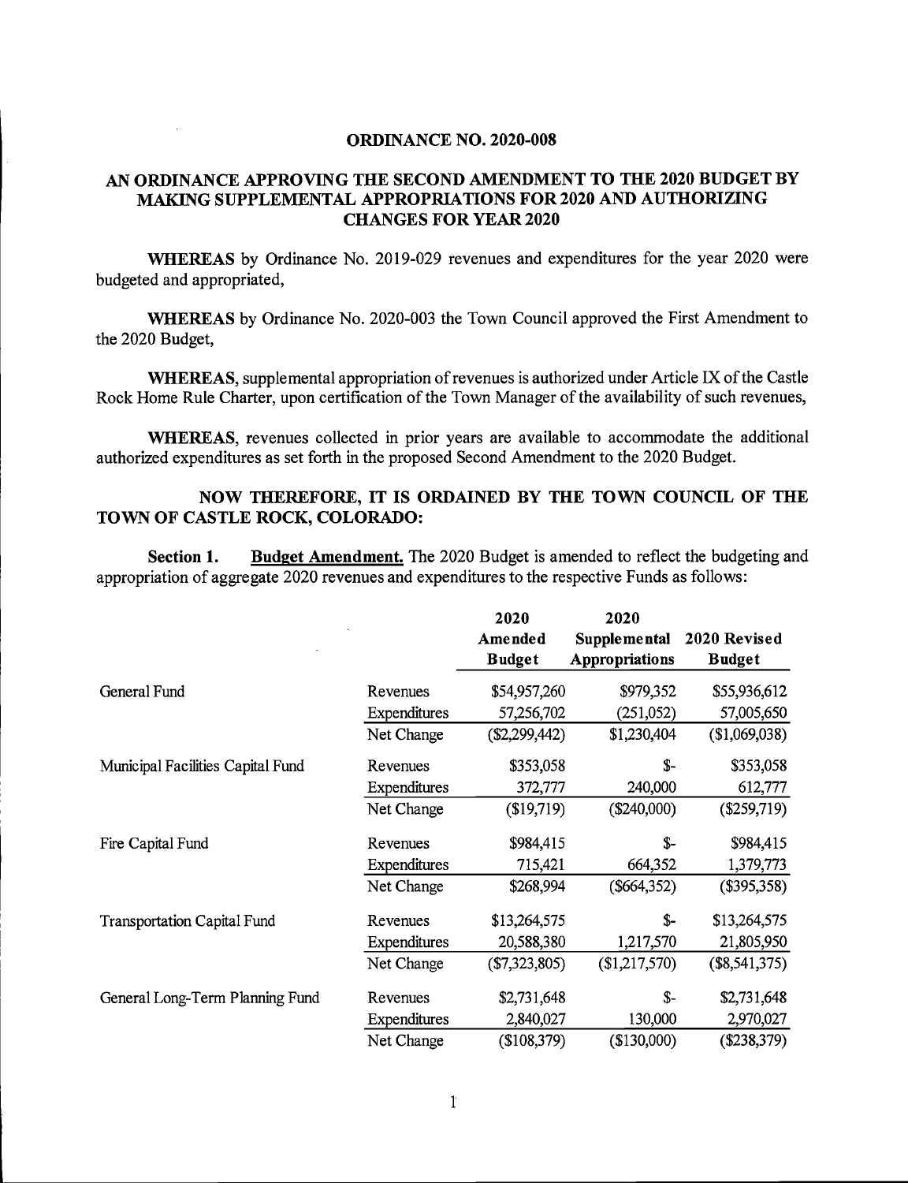# ORDINANCE NO. 2020-008

## AN ORDINANCE APPROVING THE SECOND AMENDMENT TO THE 2020 BUDGET BY MAKING SUPPLEMENTAL APPROPRIATIONS FOR 2020 AND AUTHORIZING CHANGES FOR YEAR 2020

**WHEREAS** by Ordinance No. 2019-029 revenues and expenditures for the year 2020 were budgeted and appropriated,

**WHEREAS** by Ordinance No. 2020-003 the Town Council approved the First Amendment to the 2020 Budget,

**WHEREAS**, supplemental appropriation of revenues is authorized under Article IX of the Castle Rock Home Rule Charter, upon certification of the Town Manager of the availability of such revenues,

**WHEREAS**, revenues collected in prior years are available to accommodate the additional authorized expenditures as set forth in the proposed Second Amendment to the 2020 Budget.

**NOW THEREFORE, IT IS ORDAINED BY THE TOWN COUNCIL OF THE TOWN OF CASTLE ROCK, COLORADO:**

**Section 1.** <u>**Budget Amendment.**</u> The 2020 Budget is amended to reflect the budgeting and appropriation of aggregate 2020 revenues and expenditures to the respective Funds as follows:

| | | 2020 Amended Budget | 2020 Supplemental Appropriations | 2020 Revised Budget |
|---|---|---|---|---|
| General Fund | Revenues | $54,957,260 | $979,352 | $55,936,612 |
| | Expenditures | 57,256,702 | (251,052) | 57,005,650 |
| | Net Change | ($2,299,442) | $1,230,404 | ($1,069,038) |
| Municipal Facilities Capital Fund | Revenues | $353,058 | $- | $353,058 |
| | Expenditures | 372,777 | 240,000 | 612,777 |
| | Net Change | ($19,719) | ($240,000) | ($259,719) |
| Fire Capital Fund | Revenues | $984,415 | $- | $984,415 |
| | Expenditures | 715,421 | 664,352 | 1,379,773 |
| | Net Change | $268,994 | ($664,352) | ($395,358) |
| Transportation Capital Fund | Revenues | $13,264,575 | $- | $13,264,575 |
| | Expenditures | 20,588,380 | 1,217,570 | 21,805,950 |
| | Net Change | ($7,323,805) | ($1,217,570) | ($8,541,375) |
| General Long-Term Planning Fund | Revenues | $2,731,648 | $- | $2,731,648 |
| | Expenditures | 2,840,027 | 130,000 | 2,970,027 |
| | Net Change | ($108,379) | ($130,000) | ($238,379) |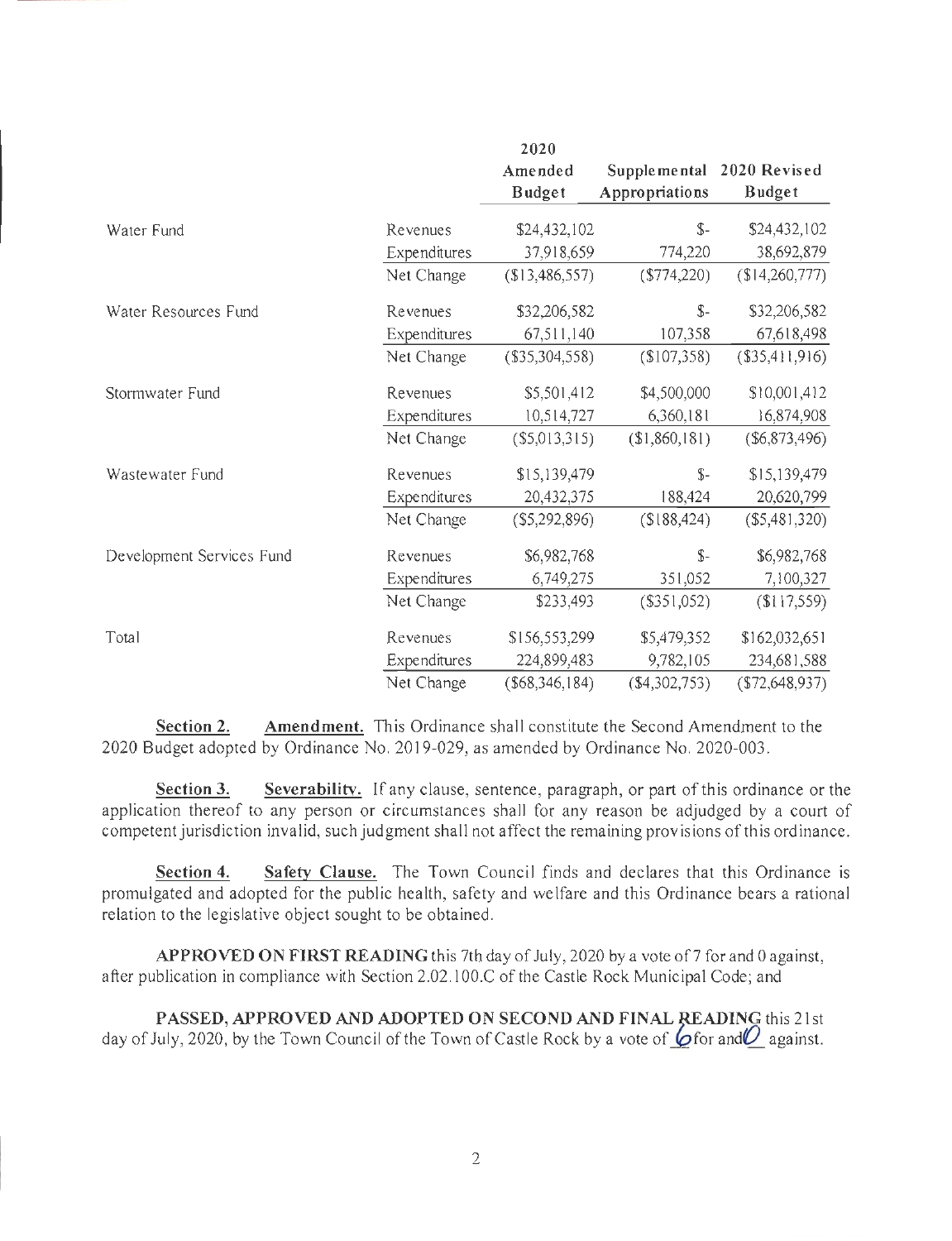| | | 2020 Amended Budget | Supplemental Appropriations | 2020 Revised Budget |
|---|---|---|---|---|
| Water Fund | Revenues | $24,432,102 | $- | $24,432,102 |
| | Expenditures | 37,918,659 | 774,220 | 38,692,879 |
| | Net Change | ($13,486,557) | ($774,220) | ($14,260,777) |
| Water Resources Fund | Revenues | $32,206,582 | $- | $32,206,582 |
| | Expenditures | 67,511,140 | 107,358 | 67,618,498 |
| | Net Change | ($35,304,558) | ($107,358) | ($35,411,916) |
| Stormwater Fund | Revenues | $5,501,412 | $4,500,000 | $10,001,412 |
| | Expenditures | 10,514,727 | 6,360,181 | 16,874,908 |
| | Net Change | ($5,013,315) | ($1,860,181) | ($6,873,496) |
| Wastewater Fund | Revenues | $15,139,479 | $- | $15,139,479 |
| | Expenditures | 20,432,375 | 188,424 | 20,620,799 |
| | Net Change | ($5,292,896) | ($188,424) | ($5,481,320) |
| Development Services Fund | Revenues | $6,982,768 | $- | $6,982,768 |
| | Expenditures | 6,749,275 | 351,052 | 7,100,327 |
| | Net Change | $233,493 | ($351,052) | ($117,559) |
| Total | Revenues | $156,553,299 | $5,479,352 | $162,032,651 |
| | Expenditures | 224,899,483 | 9,782,105 | 234,681,588 |
| | Net Change | ($68,346,184) | ($4,302,753) | ($72,648,937) |

**Section 2. Amendment.** This Ordinance shall constitute the Second Amendment to the 2020 Budget adopted by Ordinance No. 2019-029, as amended by Ordinance No. 2020-003.

**Section 3. Severability.** If any clause, sentence, paragraph, or part of this ordinance or the application thereof to any person or circumstances shall for any reason be adjudged by a court of competent jurisdiction invalid, such judgment shall not affect the remaining provisions of this ordinance.

**Section 4. Safety Clause.** The Town Council finds and declares that this Ordinance is promulgated and adopted for the public health, safety and welfare and this Ordinance bears a rational relation to the legislative object sought to be obtained.

**APPROVED ON FIRST READING** this 7th day of July, 2020 by a vote of 7 for and 0 against, after publication in compliance with Section 2.02.100.C of the Castle Rock Municipal Code; and

**PASSED, APPROVED AND ADOPTED ON SECOND AND FINAL READING** this 21st day of July, 2020, by the Town Council of the Town of Castle Rock by a vote of 6 for and 0 against.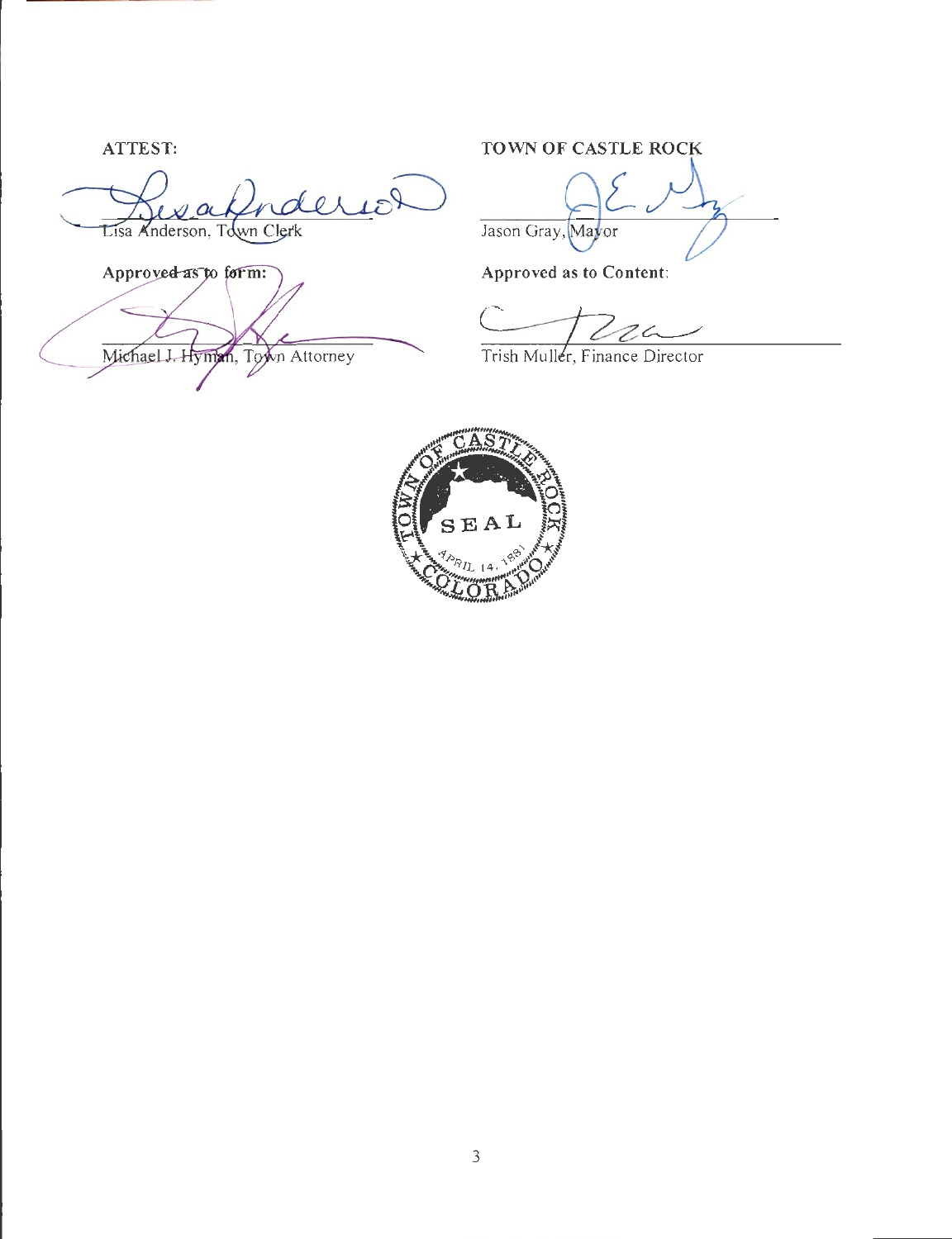ATTEST:

Lisa Anderson, Town Clerk

Approved as to form:

Michael J. Hyman, Town Attorney

TOWN OF CASTLE ROCK

Jason Gray, Mayor

Approved as to Content:

Trish Muller, Finance Director